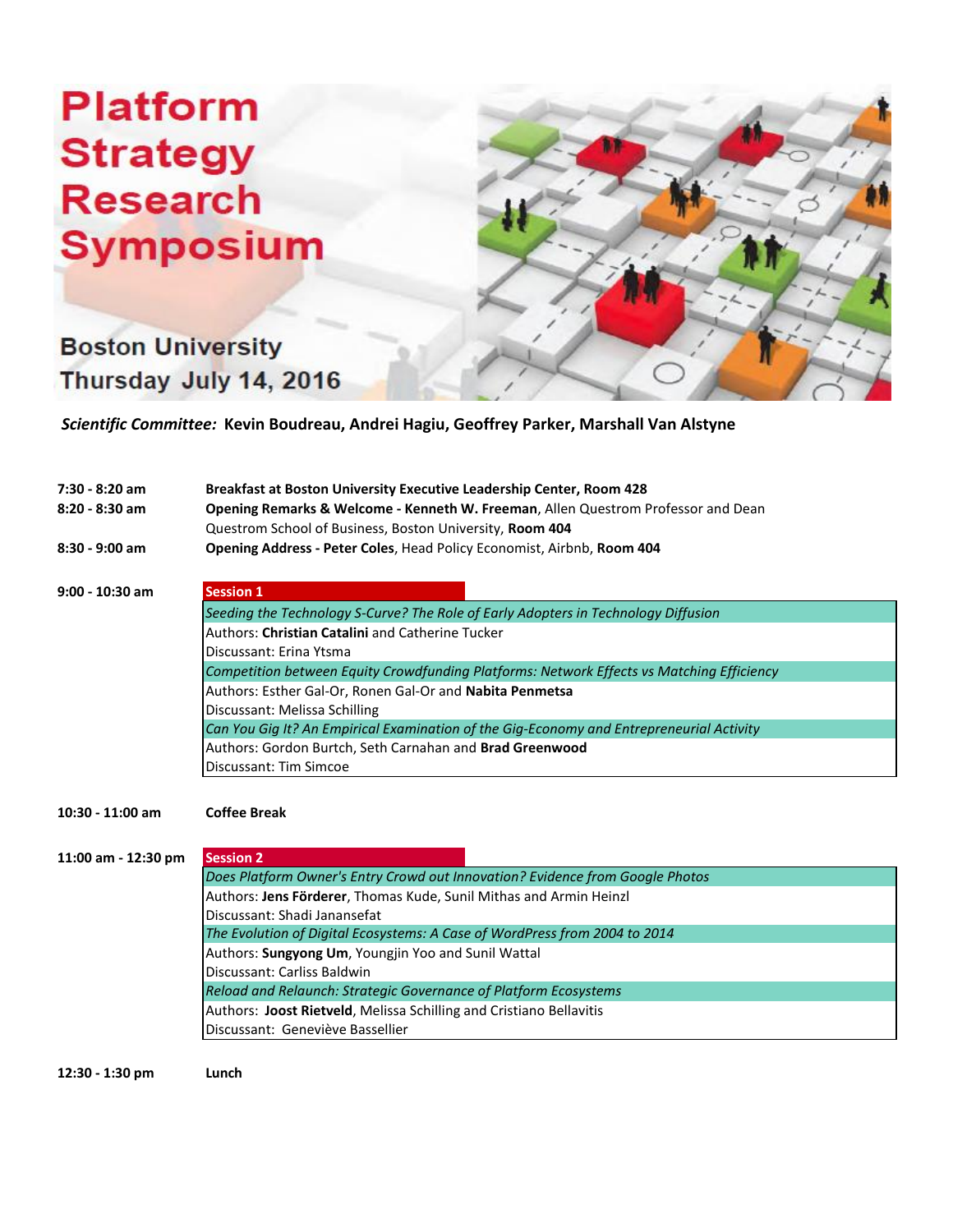# Platform Strategy Research Symposium

**Boston University**
**Thursday July 14, 2016**

*Scientific Committee:* **Kevin Boudreau, Andrei Hagiu, Geoffrey Parker, Marshall Van Alstyne**

| | |
|---|---|
| **7:30 - 8:20 am** | **Breakfast at Boston University Executive Leadership Center, Room 428** |
| **8:20 - 8:30 am** | **Opening Remarks & Welcome - Kenneth W. Freeman**, Allen Questrom Professor and Dean Questrom School of Business, Boston University, **Room 404** |
| **8:30 - 9:00 am** | **Opening Address - Peter Coles**, Head Policy Economist, Airbnb, **Room 404** |

**9:00 - 10:30 am**

**Session 1**

*Seeding the Technology S-Curve? The Role of Early Adopters in Technology Diffusion*
Authors: **Christian Catalini** and Catherine Tucker
Discussant: Erina Ytsma

*Competition between Equity Crowdfunding Platforms: Network Effects vs Matching Efficiency*
Authors: Esther Gal-Or, Ronen Gal-Or and **Nabita Penmetsa**
Discussant: Melissa Schilling

*Can You Gig It? An Empirical Examination of the Gig-Economy and Entrepreneurial Activity*
Authors: Gordon Burtch, Seth Carnahan and **Brad Greenwood**
Discussant: Tim Simcoe

**10:30 - 11:00 am** **Coffee Break**

**11:00 am - 12:30 pm**

**Session 2**

*Does Platform Owner's Entry Crowd out Innovation? Evidence from Google Photos*
Authors: **Jens Förderer**, Thomas Kude, Sunil Mithas and Armin Heinzl
Discussant: Shadi Janansefat

*The Evolution of Digital Ecosystems: A Case of WordPress from 2004 to 2014*
Authors: **Sungyong Um**, Youngjin Yoo and Sunil Wattal
Discussant: Carliss Baldwin

*Reload and Relaunch: Strategic Governance of Platform Ecosystems*
Authors: **Joost Rietveld**, Melissa Schilling and Cristiano Bellavitis
Discussant: Geneviève Bassellier

**12:30 - 1:30 pm** **Lunch**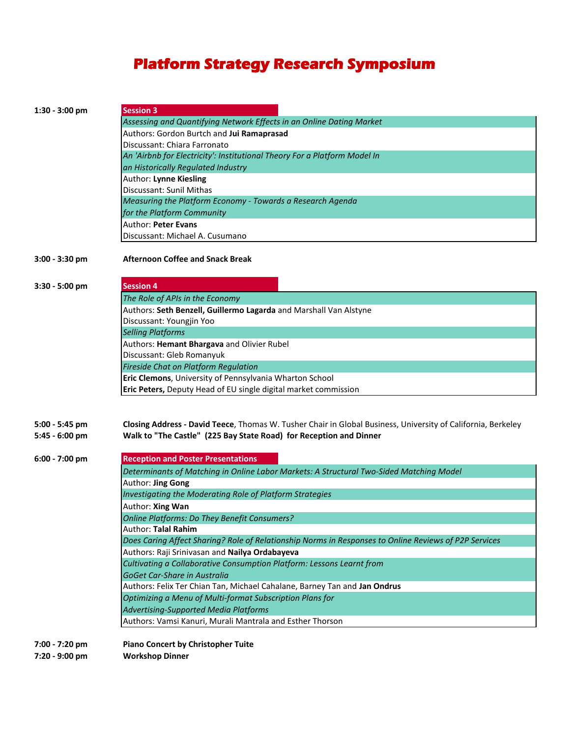# Platform Strategy Research Symposium

**1:30 - 3:00 pm**

**Session 3**

*Assessing and Quantifying Network Effects in an Online Dating Market*
Authors: Gordon Burtch and **Jui Ramaprasad**
Discussant: Chiara Farronato

*An 'Airbnb for Electricity': Institutional Theory For a Platform Model In an Historically Regulated Industry*
Author: **Lynne Kiesling**
Discussant: Sunil Mithas

*Measuring the Platform Economy - Towards a Research Agenda for the Platform Community*
Author: **Peter Evans**
Discussant: Michael A. Cusumano

**3:00 - 3:30 pm** **Afternoon Coffee and Snack Break**

**3:30 - 5:00 pm**

**Session 4**

*The Role of APIs in the Economy*
Authors: **Seth Benzell, Guillermo Lagarda** and Marshall Van Alstyne
Discussant: Youngjin Yoo

*Selling Platforms*
Authors: **Hemant Bhargava** and Olivier Rubel
Discussant: Gleb Romanyuk

*Fireside Chat on Platform Regulation*
**Eric Clemons**, University of Pennsylvania Wharton School
**Eric Peters,** Deputy Head of EU single digital market commission

**5:00 - 5:45 pm** **Closing Address - David Teece**, Thomas W. Tusher Chair in Global Business, University of California, Berkeley

**5:45 - 6:00 pm** **Walk to "The Castle" (225 Bay State Road) for Reception and Dinner**

**6:00 - 7:00 pm**

**Reception and Poster Presentations**

*Determinants of Matching in Online Labor Markets: A Structural Two-Sided Matching Model*
Author: **Jing Gong**

*Investigating the Moderating Role of Platform Strategies*
Author: **Xing Wan**

*Online Platforms: Do They Benefit Consumers?*
Author: **Talal Rahim**

*Does Caring Affect Sharing? Role of Relationship Norms in Responses to Online Reviews of P2P Services*
Authors: Raji Srinivasan and **Nailya Ordabayeva**

*Cultivating a Collaborative Consumption Platform: Lessons Learnt from GoGet Car-Share in Australia*
Authors: Felix Ter Chian Tan, Michael Cahalane, Barney Tan and **Jan Ondrus**

*Optimizing a Menu of Multi-format Subscription Plans for Advertising-Supported Media Platforms*
Authors: Vamsi Kanuri, Murali Mantrala and Esther Thorson

**7:00 - 7:20 pm** **Piano Concert by Christopher Tuite**

**7:20 - 9:00 pm** **Workshop Dinner**